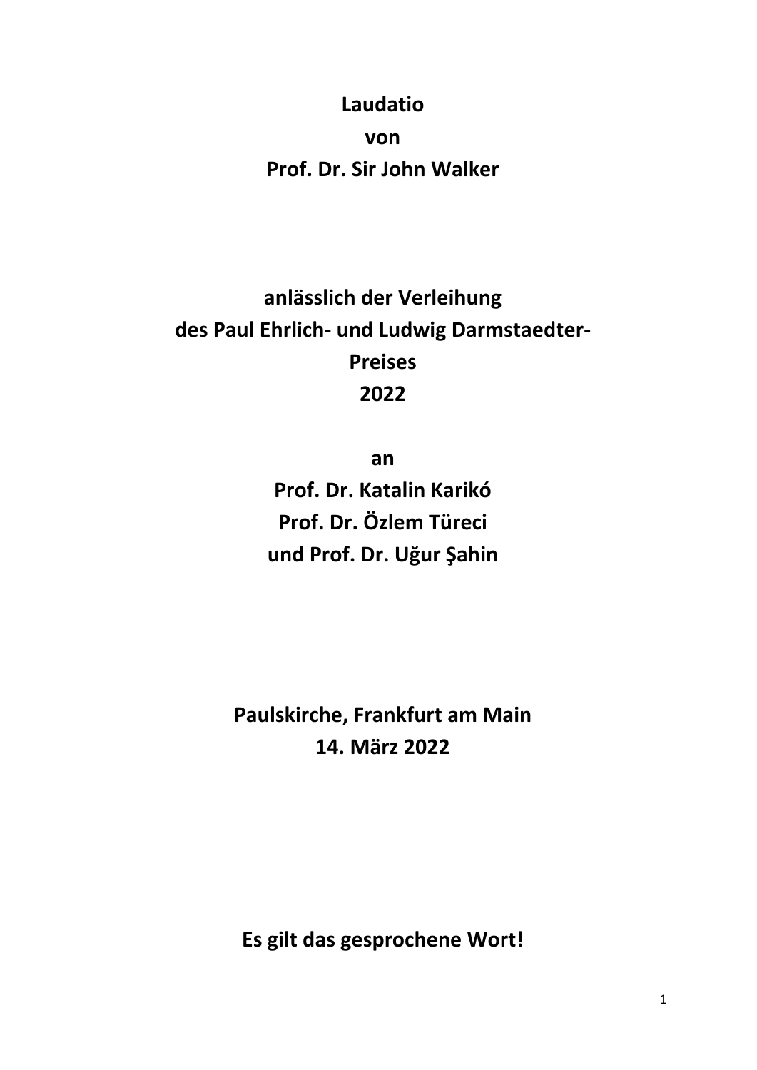**Laudatio**

**von**

**Prof. Dr. Sir John Walker**

**anlässlich der Verleihung**
**des Paul Ehrlich- und Ludwig Darmstaedter-Preises**
**2022**

**an**

**Prof. Dr. Katalin Karikó**
**Prof. Dr. Özlem Türeci**
**und Prof. Dr. Uğur Şahin**

**Paulskirche, Frankfurt am Main**
**14. März 2022**

**Es gilt das gesprochene Wort!**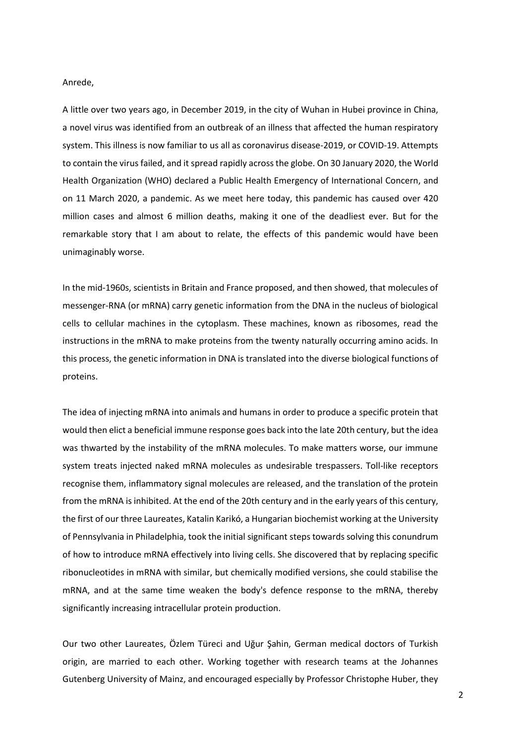Anrede,

A little over two years ago, in December 2019, in the city of Wuhan in Hubei province in China, a novel virus was identified from an outbreak of an illness that affected the human respiratory system. This illness is now familiar to us all as coronavirus disease-2019, or COVID-19. Attempts to contain the virus failed, and it spread rapidly across the globe. On 30 January 2020, the World Health Organization (WHO) declared a Public Health Emergency of International Concern, and on 11 March 2020, a pandemic. As we meet here today, this pandemic has caused over 420 million cases and almost 6 million deaths, making it one of the deadliest ever. But for the remarkable story that I am about to relate, the effects of this pandemic would have been unimaginably worse.

In the mid-1960s, scientists in Britain and France proposed, and then showed, that molecules of messenger-RNA (or mRNA) carry genetic information from the DNA in the nucleus of biological cells to cellular machines in the cytoplasm. These machines, known as ribosomes, read the instructions in the mRNA to make proteins from the twenty naturally occurring amino acids. In this process, the genetic information in DNA is translated into the diverse biological functions of proteins.

The idea of injecting mRNA into animals and humans in order to produce a specific protein that would then elict a beneficial immune response goes back into the late 20th century, but the idea was thwarted by the instability of the mRNA molecules. To make matters worse, our immune system treats injected naked mRNA molecules as undesirable trespassers. Toll-like receptors recognise them, inflammatory signal molecules are released, and the translation of the protein from the mRNA is inhibited. At the end of the 20th century and in the early years of this century, the first of our three Laureates, Katalin Karikó, a Hungarian biochemist working at the University of Pennsylvania in Philadelphia, took the initial significant steps towards solving this conundrum of how to introduce mRNA effectively into living cells. She discovered that by replacing specific ribonucleotides in mRNA with similar, but chemically modified versions, she could stabilise the mRNA, and at the same time weaken the body's defence response to the mRNA, thereby significantly increasing intracellular protein production.

Our two other Laureates, Özlem Türeci and Uğur Şahin, German medical doctors of Turkish origin, are married to each other. Working together with research teams at the Johannes Gutenberg University of Mainz, and encouraged especially by Professor Christophe Huber, they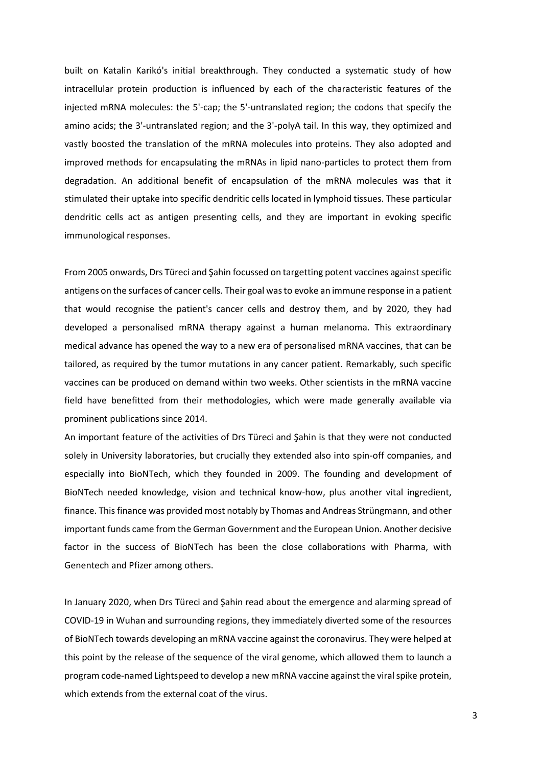built on Katalin Karikó's initial breakthrough. They conducted a systematic study of how intracellular protein production is influenced by each of the characteristic features of the injected mRNA molecules: the 5'-cap; the 5'-untranslated region; the codons that specify the amino acids; the 3'-untranslated region; and the 3'-polyA tail. In this way, they optimized and vastly boosted the translation of the mRNA molecules into proteins. They also adopted and improved methods for encapsulating the mRNAs in lipid nano-particles to protect them from degradation. An additional benefit of encapsulation of the mRNA molecules was that it stimulated their uptake into specific dendritic cells located in lymphoid tissues. These particular dendritic cells act as antigen presenting cells, and they are important in evoking specific immunological responses.

From 2005 onwards, Drs Türeci and Şahin focussed on targetting potent vaccines against specific antigens on the surfaces of cancer cells. Their goal was to evoke an immune response in a patient that would recognise the patient's cancer cells and destroy them, and by 2020, they had developed a personalised mRNA therapy against a human melanoma. This extraordinary medical advance has opened the way to a new era of personalised mRNA vaccines, that can be tailored, as required by the tumor mutations in any cancer patient. Remarkably, such specific vaccines can be produced on demand within two weeks. Other scientists in the mRNA vaccine field have benefitted from their methodologies, which were made generally available via prominent publications since 2014.

An important feature of the activities of Drs Türeci and Şahin is that they were not conducted solely in University laboratories, but crucially they extended also into spin-off companies, and especially into BioNTech, which they founded in 2009. The founding and development of BioNTech needed knowledge, vision and technical know-how, plus another vital ingredient, finance. This finance was provided most notably by Thomas and Andreas Strüngmann, and other important funds came from the German Government and the European Union. Another decisive factor in the success of BioNTech has been the close collaborations with Pharma, with Genentech and Pfizer among others.

In January 2020, when Drs Türeci and Şahin read about the emergence and alarming spread of COVID-19 in Wuhan and surrounding regions, they immediately diverted some of the resources of BioNTech towards developing an mRNA vaccine against the coronavirus. They were helped at this point by the release of the sequence of the viral genome, which allowed them to launch a program code-named Lightspeed to develop a new mRNA vaccine against the viral spike protein, which extends from the external coat of the virus.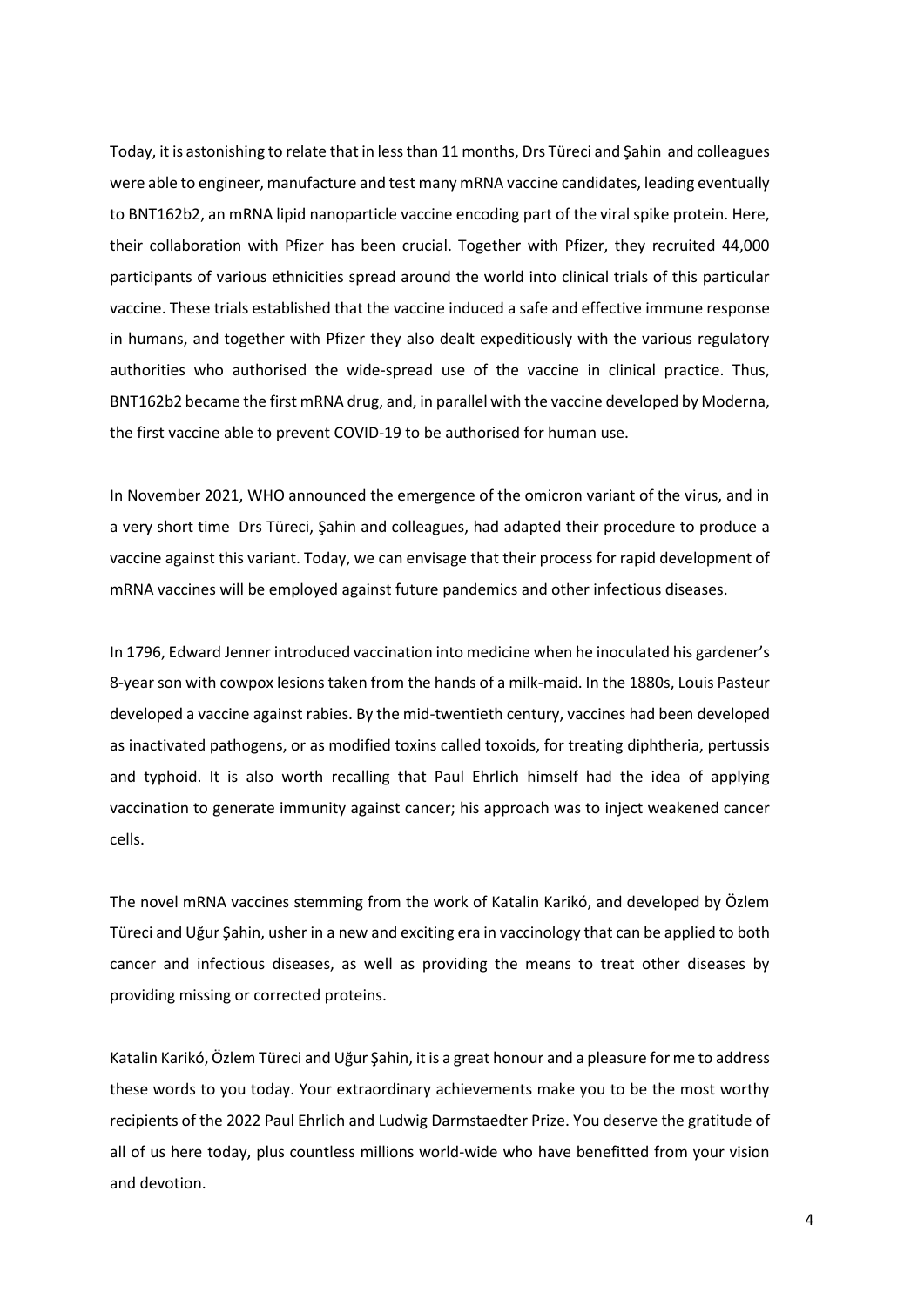Today, it is astonishing to relate that in less than 11 months, Drs Türeci and Şahin and colleagues were able to engineer, manufacture and test many mRNA vaccine candidates, leading eventually to BNT162b2, an mRNA lipid nanoparticle vaccine encoding part of the viral spike protein. Here, their collaboration with Pfizer has been crucial. Together with Pfizer, they recruited 44,000 participants of various ethnicities spread around the world into clinical trials of this particular vaccine. These trials established that the vaccine induced a safe and effective immune response in humans, and together with Pfizer they also dealt expeditiously with the various regulatory authorities who authorised the wide-spread use of the vaccine in clinical practice. Thus, BNT162b2 became the first mRNA drug, and, in parallel with the vaccine developed by Moderna, the first vaccine able to prevent COVID-19 to be authorised for human use.

In November 2021, WHO announced the emergence of the omicron variant of the virus, and in a very short time Drs Türeci, Şahin and colleagues, had adapted their procedure to produce a vaccine against this variant. Today, we can envisage that their process for rapid development of mRNA vaccines will be employed against future pandemics and other infectious diseases.

In 1796, Edward Jenner introduced vaccination into medicine when he inoculated his gardener's 8-year son with cowpox lesions taken from the hands of a milk-maid. In the 1880s, Louis Pasteur developed a vaccine against rabies. By the mid-twentieth century, vaccines had been developed as inactivated pathogens, or as modified toxins called toxoids, for treating diphtheria, pertussis and typhoid. It is also worth recalling that Paul Ehrlich himself had the idea of applying vaccination to generate immunity against cancer; his approach was to inject weakened cancer cells.

The novel mRNA vaccines stemming from the work of Katalin Karikó, and developed by Özlem Türeci and Uğur Şahin, usher in a new and exciting era in vaccinology that can be applied to both cancer and infectious diseases, as well as providing the means to treat other diseases by providing missing or corrected proteins.

Katalin Karikó, Özlem Türeci and Uğur Şahin, it is a great honour and a pleasure for me to address these words to you today. Your extraordinary achievements make you to be the most worthy recipients of the 2022 Paul Ehrlich and Ludwig Darmstaedter Prize. You deserve the gratitude of all of us here today, plus countless millions world-wide who have benefitted from your vision and devotion.